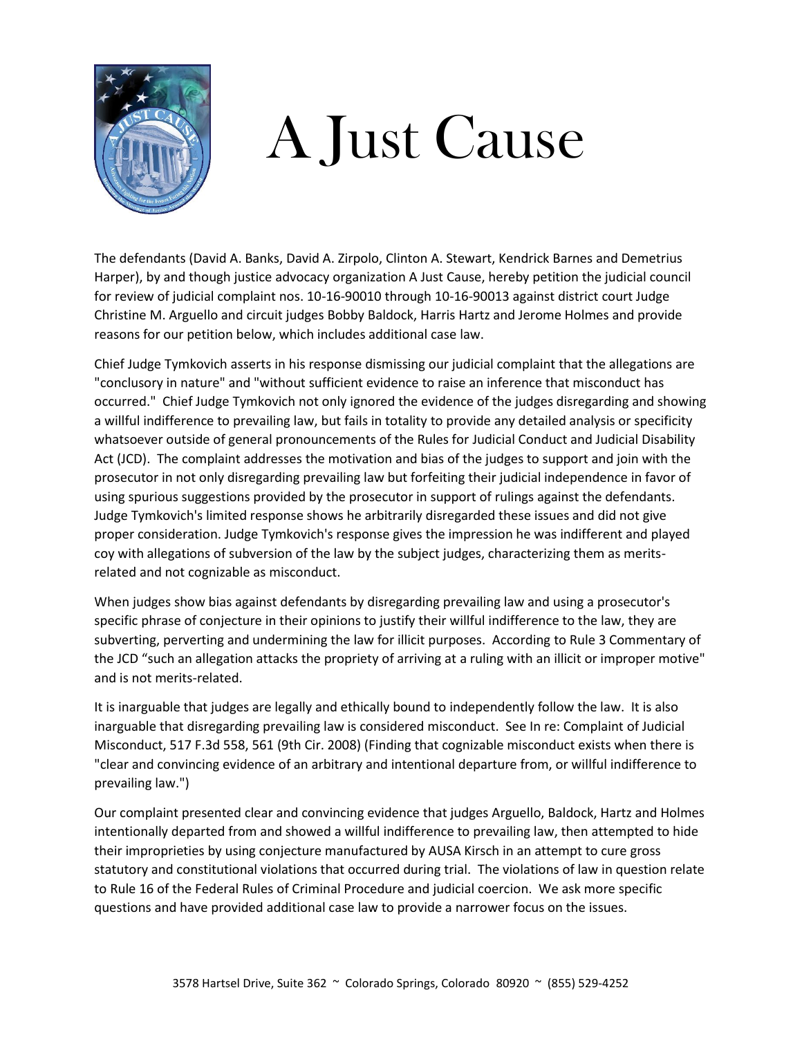# A Just Cause

The defendants (David A. Banks, David A. Zirpolo, Clinton A. Stewart, Kendrick Barnes and Demetrius Harper), by and though justice advocacy organization A Just Cause, hereby petition the judicial council for review of judicial complaint nos. 10-16-90010 through 10-16-90013 against district court Judge Christine M. Arguello and circuit judges Bobby Baldock, Harris Hartz and Jerome Holmes and provide reasons for our petition below, which includes additional case law.

Chief Judge Tymkovich asserts in his response dismissing our judicial complaint that the allegations are "conclusory in nature" and "without sufficient evidence to raise an inference that misconduct has occurred." Chief Judge Tymkovich not only ignored the evidence of the judges disregarding and showing a willful indifference to prevailing law, but fails in totality to provide any detailed analysis or specificity whatsoever outside of general pronouncements of the Rules for Judicial Conduct and Judicial Disability Act (JCD). The complaint addresses the motivation and bias of the judges to support and join with the prosecutor in not only disregarding prevailing law but forfeiting their judicial independence in favor of using spurious suggestions provided by the prosecutor in support of rulings against the defendants. Judge Tymkovich's limited response shows he arbitrarily disregarded these issues and did not give proper consideration. Judge Tymkovich's response gives the impression he was indifferent and played coy with allegations of subversion of the law by the subject judges, characterizing them as merits-related and not cognizable as misconduct.

When judges show bias against defendants by disregarding prevailing law and using a prosecutor's specific phrase of conjecture in their opinions to justify their willful indifference to the law, they are subverting, perverting and undermining the law for illicit purposes. According to Rule 3 Commentary of the JCD "such an allegation attacks the propriety of arriving at a ruling with an illicit or improper motive" and is not merits-related.

It is inarguable that judges are legally and ethically bound to independently follow the law. It is also inarguable that disregarding prevailing law is considered misconduct. See In re: Complaint of Judicial Misconduct, 517 F.3d 558, 561 (9th Cir. 2008) (Finding that cognizable misconduct exists when there is "clear and convincing evidence of an arbitrary and intentional departure from, or willful indifference to prevailing law.")

Our complaint presented clear and convincing evidence that judges Arguello, Baldock, Hartz and Holmes intentionally departed from and showed a willful indifference to prevailing law, then attempted to hide their improprieties by using conjecture manufactured by AUSA Kirsch in an attempt to cure gross statutory and constitutional violations that occurred during trial. The violations of law in question relate to Rule 16 of the Federal Rules of Criminal Procedure and judicial coercion. We ask more specific questions and have provided additional case law to provide a narrower focus on the issues.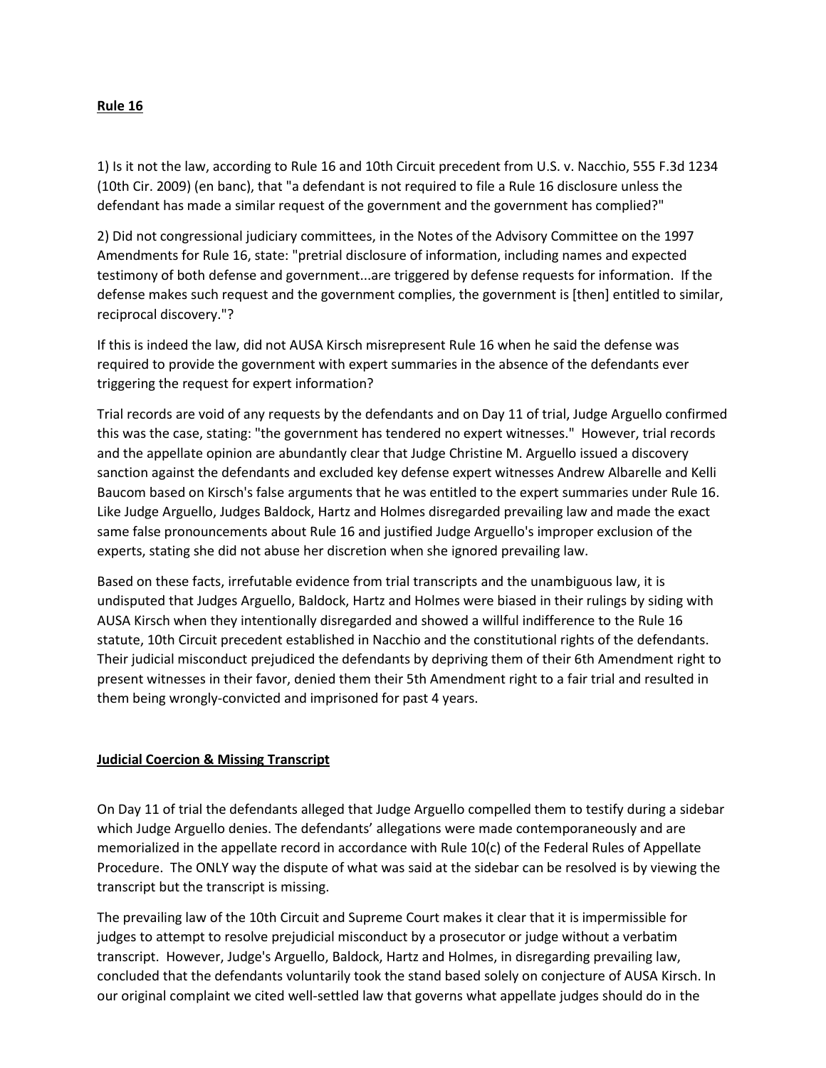**Rule 16**

1) Is it not the law, according to Rule 16 and 10th Circuit precedent from U.S. v. Nacchio, 555 F.3d 1234 (10th Cir. 2009) (en banc), that "a defendant is not required to file a Rule 16 disclosure unless the defendant has made a similar request of the government and the government has complied?"

2) Did not congressional judiciary committees, in the Notes of the Advisory Committee on the 1997 Amendments for Rule 16, state: "pretrial disclosure of information, including names and expected testimony of both defense and government...are triggered by defense requests for information. If the defense makes such request and the government complies, the government is [then] entitled to similar, reciprocal discovery."?

If this is indeed the law, did not AUSA Kirsch misrepresent Rule 16 when he said the defense was required to provide the government with expert summaries in the absence of the defendants ever triggering the request for expert information?

Trial records are void of any requests by the defendants and on Day 11 of trial, Judge Arguello confirmed this was the case, stating: "the government has tendered no expert witnesses." However, trial records and the appellate opinion are abundantly clear that Judge Christine M. Arguello issued a discovery sanction against the defendants and excluded key defense expert witnesses Andrew Albarelle and Kelli Baucom based on Kirsch's false arguments that he was entitled to the expert summaries under Rule 16. Like Judge Arguello, Judges Baldock, Hartz and Holmes disregarded prevailing law and made the exact same false pronouncements about Rule 16 and justified Judge Arguello's improper exclusion of the experts, stating she did not abuse her discretion when she ignored prevailing law.

Based on these facts, irrefutable evidence from trial transcripts and the unambiguous law, it is undisputed that Judges Arguello, Baldock, Hartz and Holmes were biased in their rulings by siding with AUSA Kirsch when they intentionally disregarded and showed a willful indifference to the Rule 16 statute, 10th Circuit precedent established in Nacchio and the constitutional rights of the defendants. Their judicial misconduct prejudiced the defendants by depriving them of their 6th Amendment right to present witnesses in their favor, denied them their 5th Amendment right to a fair trial and resulted in them being wrongly-convicted and imprisoned for past 4 years.

**Judicial Coercion & Missing Transcript**

On Day 11 of trial the defendants alleged that Judge Arguello compelled them to testify during a sidebar which Judge Arguello denies. The defendants' allegations were made contemporaneously and are memorialized in the appellate record in accordance with Rule 10(c) of the Federal Rules of Appellate Procedure. The ONLY way the dispute of what was said at the sidebar can be resolved is by viewing the transcript but the transcript is missing.

The prevailing law of the 10th Circuit and Supreme Court makes it clear that it is impermissible for judges to attempt to resolve prejudicial misconduct by a prosecutor or judge without a verbatim transcript. However, Judge's Arguello, Baldock, Hartz and Holmes, in disregarding prevailing law, concluded that the defendants voluntarily took the stand based solely on conjecture of AUSA Kirsch. In our original complaint we cited well-settled law that governs what appellate judges should do in the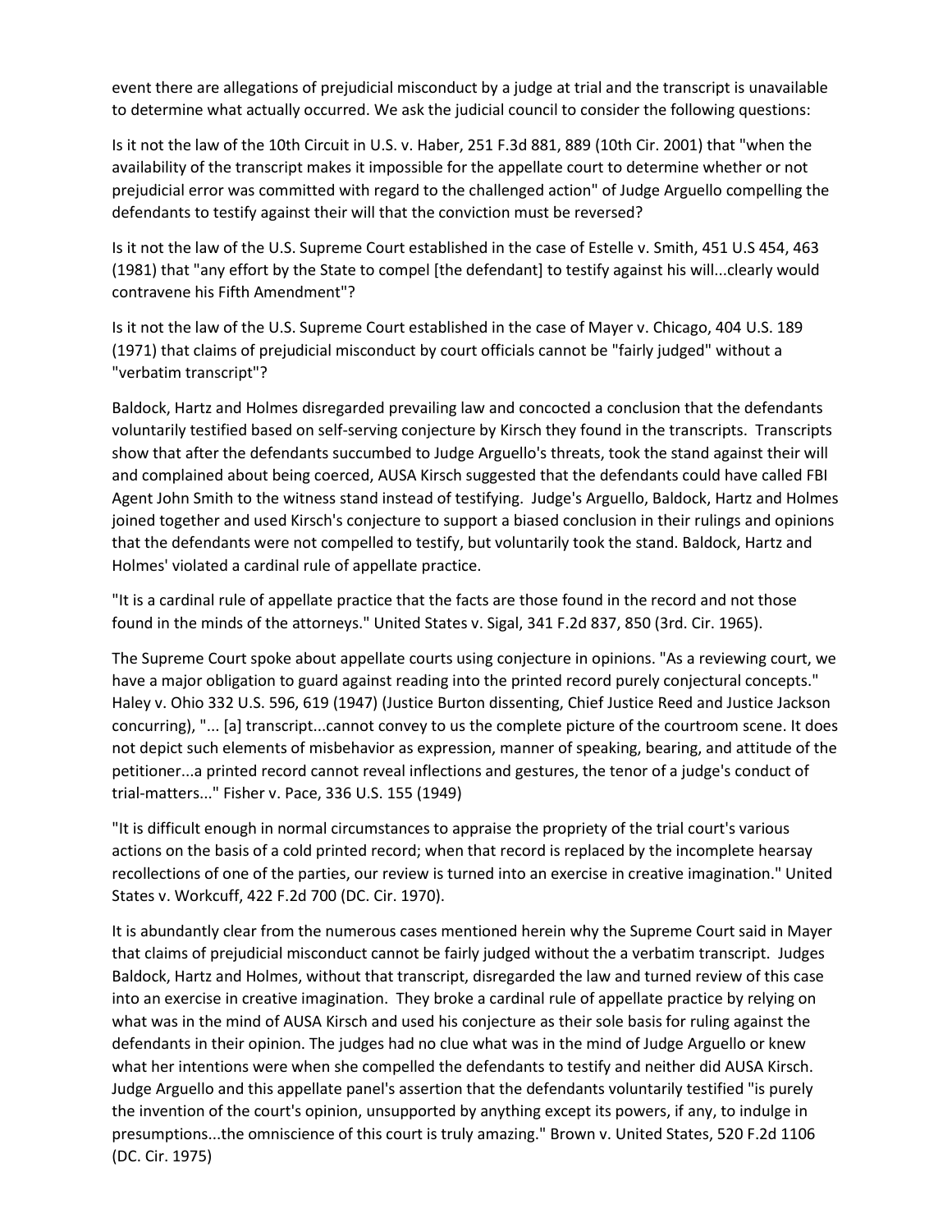event there are allegations of prejudicial misconduct by a judge at trial and the transcript is unavailable to determine what actually occurred. We ask the judicial council to consider the following questions:

Is it not the law of the 10th Circuit in U.S. v. Haber, 251 F.3d 881, 889 (10th Cir. 2001) that "when the availability of the transcript makes it impossible for the appellate court to determine whether or not prejudicial error was committed with regard to the challenged action" of Judge Arguello compelling the defendants to testify against their will that the conviction must be reversed?

Is it not the law of the U.S. Supreme Court established in the case of Estelle v. Smith, 451 U.S 454, 463 (1981) that "any effort by the State to compel [the defendant] to testify against his will...clearly would contravene his Fifth Amendment"?

Is it not the law of the U.S. Supreme Court established in the case of Mayer v. Chicago, 404 U.S. 189 (1971) that claims of prejudicial misconduct by court officials cannot be "fairly judged" without a "verbatim transcript"?

Baldock, Hartz and Holmes disregarded prevailing law and concocted a conclusion that the defendants voluntarily testified based on self-serving conjecture by Kirsch they found in the transcripts. Transcripts show that after the defendants succumbed to Judge Arguello's threats, took the stand against their will and complained about being coerced, AUSA Kirsch suggested that the defendants could have called FBI Agent John Smith to the witness stand instead of testifying. Judge's Arguello, Baldock, Hartz and Holmes joined together and used Kirsch's conjecture to support a biased conclusion in their rulings and opinions that the defendants were not compelled to testify, but voluntarily took the stand. Baldock, Hartz and Holmes' violated a cardinal rule of appellate practice.

"It is a cardinal rule of appellate practice that the facts are those found in the record and not those found in the minds of the attorneys." United States v. Sigal, 341 F.2d 837, 850 (3rd. Cir. 1965).

The Supreme Court spoke about appellate courts using conjecture in opinions. "As a reviewing court, we have a major obligation to guard against reading into the printed record purely conjectural concepts." Haley v. Ohio 332 U.S. 596, 619 (1947) (Justice Burton dissenting, Chief Justice Reed and Justice Jackson concurring), "... [a] transcript...cannot convey to us the complete picture of the courtroom scene. It does not depict such elements of misbehavior as expression, manner of speaking, bearing, and attitude of the petitioner...a printed record cannot reveal inflections and gestures, the tenor of a judge's conduct of trial-matters..." Fisher v. Pace, 336 U.S. 155 (1949)

"It is difficult enough in normal circumstances to appraise the propriety of the trial court's various actions on the basis of a cold printed record; when that record is replaced by the incomplete hearsay recollections of one of the parties, our review is turned into an exercise in creative imagination." United States v. Workcuff, 422 F.2d 700 (DC. Cir. 1970).

It is abundantly clear from the numerous cases mentioned herein why the Supreme Court said in Mayer that claims of prejudicial misconduct cannot be fairly judged without the a verbatim transcript. Judges Baldock, Hartz and Holmes, without that transcript, disregarded the law and turned review of this case into an exercise in creative imagination. They broke a cardinal rule of appellate practice by relying on what was in the mind of AUSA Kirsch and used his conjecture as their sole basis for ruling against the defendants in their opinion. The judges had no clue what was in the mind of Judge Arguello or knew what her intentions were when she compelled the defendants to testify and neither did AUSA Kirsch. Judge Arguello and this appellate panel's assertion that the defendants voluntarily testified "is purely the invention of the court's opinion, unsupported by anything except its powers, if any, to indulge in presumptions...the omniscience of this court is truly amazing." Brown v. United States, 520 F.2d 1106 (DC. Cir. 1975)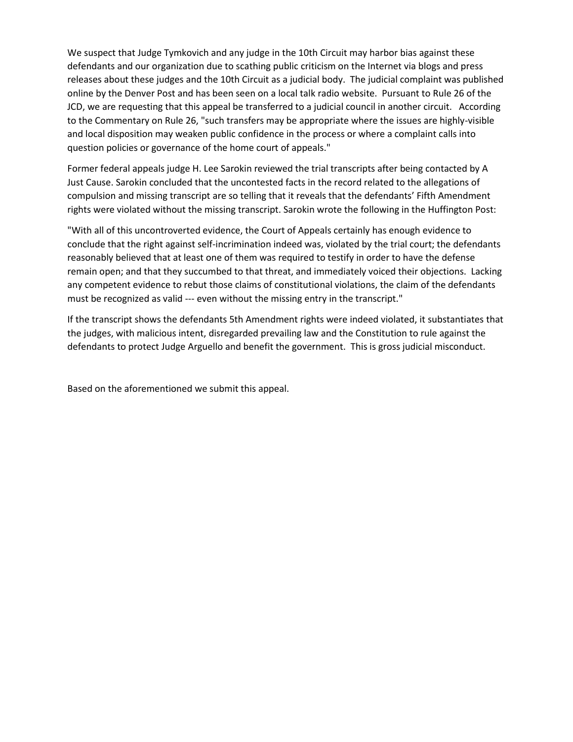We suspect that Judge Tymkovich and any judge in the 10th Circuit may harbor bias against these defendants and our organization due to scathing public criticism on the Internet via blogs and press releases about these judges and the 10th Circuit as a judicial body. The judicial complaint was published online by the Denver Post and has been seen on a local talk radio website. Pursuant to Rule 26 of the JCD, we are requesting that this appeal be transferred to a judicial council in another circuit. According to the Commentary on Rule 26, "such transfers may be appropriate where the issues are highly-visible and local disposition may weaken public confidence in the process or where a complaint calls into question policies or governance of the home court of appeals."

Former federal appeals judge H. Lee Sarokin reviewed the trial transcripts after being contacted by A Just Cause. Sarokin concluded that the uncontested facts in the record related to the allegations of compulsion and missing transcript are so telling that it reveals that the defendants' Fifth Amendment rights were violated without the missing transcript. Sarokin wrote the following in the Huffington Post:

"With all of this uncontroverted evidence, the Court of Appeals certainly has enough evidence to conclude that the right against self-incrimination indeed was, violated by the trial court; the defendants reasonably believed that at least one of them was required to testify in order to have the defense remain open; and that they succumbed to that threat, and immediately voiced their objections. Lacking any competent evidence to rebut those claims of constitutional violations, the claim of the defendants must be recognized as valid --- even without the missing entry in the transcript."

If the transcript shows the defendants 5th Amendment rights were indeed violated, it substantiates that the judges, with malicious intent, disregarded prevailing law and the Constitution to rule against the defendants to protect Judge Arguello and benefit the government. This is gross judicial misconduct.

Based on the aforementioned we submit this appeal.